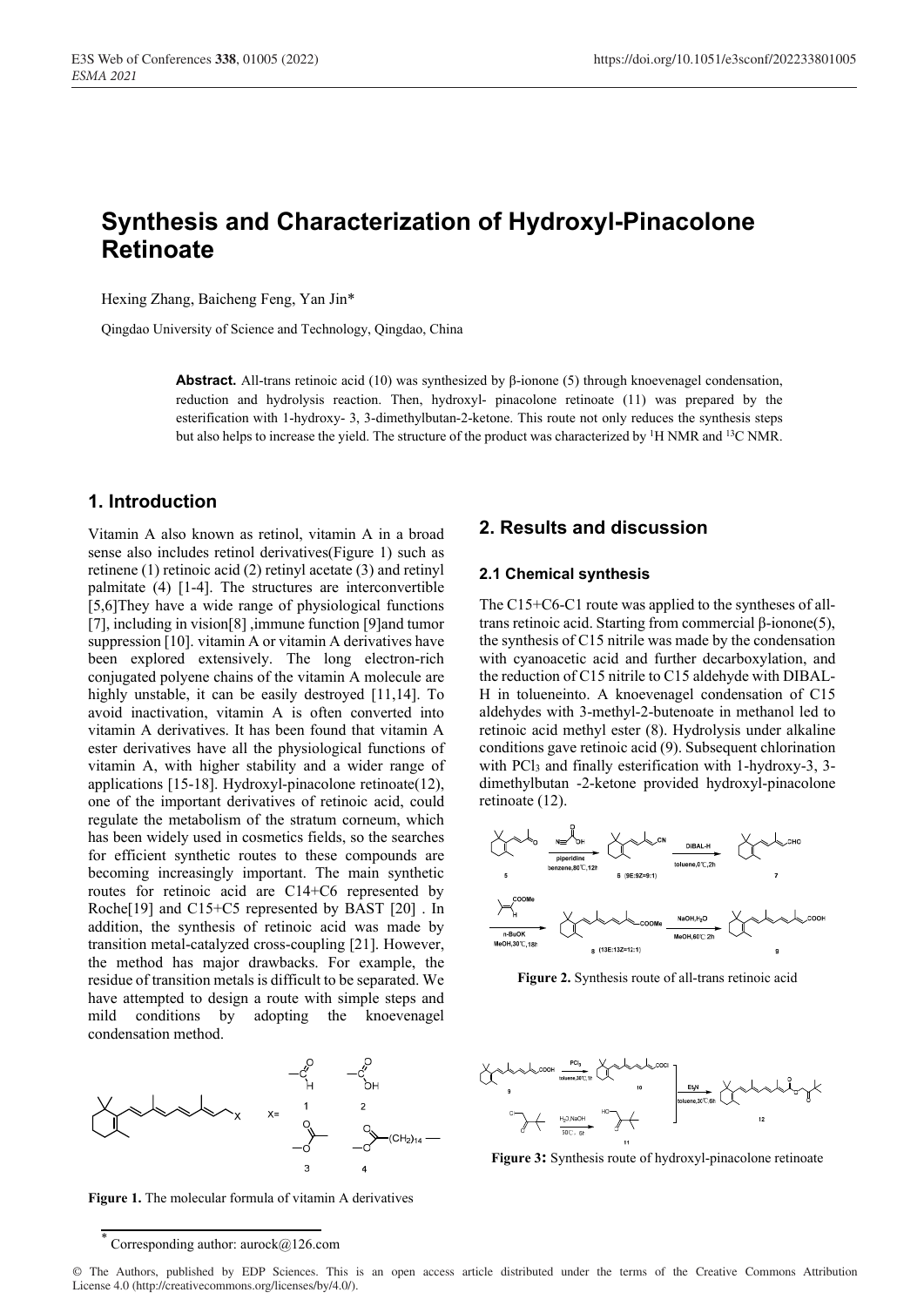# Synthesis and Characterization of Hydroxyl-Pinacolone Retinoate

Hexing Zhang, Baicheng Feng, Yan Jin*

Qingdao University of Science and Technology, Qingdao, China

**Abstract.** All-trans retinoic acid (10) was synthesized by β-ionone (5) through knoevenagel condensation, reduction and hydrolysis reaction. Then, hydroxyl- pinacolone retinoate (11) was prepared by the esterification with 1-hydroxy- 3, 3-dimethylbutan-2-ketone. This route not only reduces the synthesis steps but also helps to increase the yield. The structure of the product was characterized by $^1$H NMR and $^{13}$C NMR.

## 1. Introduction

Vitamin A also known as retinol, vitamin A in a broad sense also includes retinol derivatives(Figure 1) such as retinene (1) retinoic acid (2) retinyl acetate (3) and retinyl palmitate (4) [1-4]. The structures are interconvertible [5,6]They have a wide range of physiological functions [7], including in vision[8] ,immune function [9]and tumor suppression [10]. vitamin A or vitamin A derivatives have been explored extensively. The long electron-rich conjugated polyene chains of the vitamin A molecule are highly unstable, it can be easily destroyed [11,14]. To avoid inactivation, vitamin A is often converted into vitamin A derivatives. It has been found that vitamin A ester derivatives have all the physiological functions of vitamin A, with higher stability and a wider range of applications [15-18]. Hydroxyl-pinacolone retinoate(12), one of the important derivatives of retinoic acid, could regulate the metabolism of the stratum corneum, which has been widely used in cosmetics fields, so the searches for efficient synthetic routes to these compounds are becoming increasingly important. The main synthetic routes for retinoic acid are C14+C6 represented by Roche[19] and C15+C5 represented by BAST [20] . In addition, the synthesis of retinoic acid was made by transition metal-catalyzed cross-coupling [21]. However, the method has major drawbacks. For example, the residue of transition metals is difficult to be separated. We have attempted to design a route with simple steps and mild conditions by adopting the knoevenagel condensation method.

**Figure 1.** The molecular formula of vitamin A derivatives

## 2. Results and discussion

### 2.1 Chemical synthesis

The C15+C6-C1 route was applied to the syntheses of all-trans retinoic acid. Starting from commercial β-ionone(5), the synthesis of C15 nitrile was made by the condensation with cyanoacetic acid and further decarboxylation, and the reduction of C15 nitrile to C15 aldehyde with DIBAL-H in tolueneinto. A knoevenagel condensation of C15 aldehydes with 3-methyl-2-butenoate in methanol led to retinoic acid methyl ester (8). Hydrolysis under alkaline conditions gave retinoic acid (9). Subsequent chlorination with $PCl_3$ and finally esterification with 1-hydroxy-3, 3-dimethylbutan -2-ketone provided hydroxyl-pinacolone retinoate (12).

**Figure 2.** Synthesis route of all-trans retinoic acid

**Figure 3:** Synthesis route of hydroxyl-pinacolone retinoate

* Corresponding author: aurock@126.com

© The Authors, published by EDP Sciences. This is an open access article distributed under the terms of the Creative Commons Attribution License 4.0 (http://creativecommons.org/licenses/by/4.0/).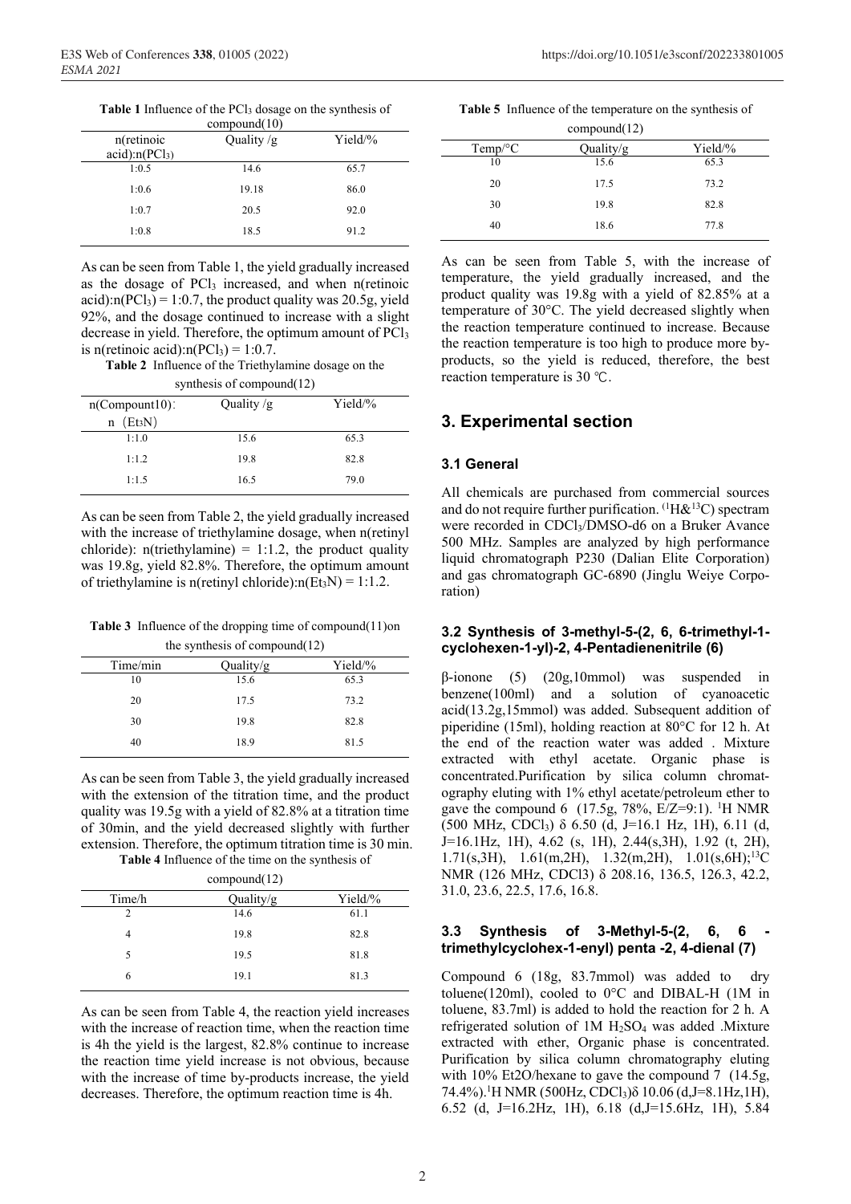**Table 1** Influence of the $PCl_3$ dosage on the synthesis of compound(10)

| n(retinoic acid):n($PCl_3$) | Quality /g | Yield/% |
|---|---|---|
| 1:0.5 | 14.6 | 65.7 |
| 1:0.6 | 19.18 | 86.0 |
| 1:0.7 | 20.5 | 92.0 |
| 1:0.8 | 18.5 | 91.2 |

As can be seen from Table 1, the yield gradually increased as the dosage of $PCl_3$ increased, and when n(retinoic acid):n($PCl_3$) = 1:0.7, the product quality was 20.5g, yield 92%, and the dosage continued to increase with a slight decrease in yield. Therefore, the optimum amount of $PCl_3$ is n(retinoic acid):n($PCl_3$) = 1:0.7.

**Table 2** Influence of the Triethylamine dosage on the synthesis of compound(12)

| n(Compount10): n（$Et_3N$） | Quality /g | Yield/% |
|---|---|---|
| 1:1.0 | 15.6 | 65.3 |
| 1:1.2 | 19.8 | 82.8 |
| 1:1.5 | 16.5 | 79.0 |

As can be seen from Table 2, the yield gradually increased with the increase of triethylamine dosage, when n(retinyl chloride): n(triethylamine) = 1:1.2, the product quality was 19.8g, yield 82.8%. Therefore, the optimum amount of triethylamine is n(retinyl chloride):n($Et_3N$) = 1:1.2.

**Table 3** Influence of the dropping time of compound(11)on the synthesis of compound(12)

| Time/min | Quality/g | Yield/% |
|---|---|---|
| 10 | 15.6 | 65.3 |
| 20 | 17.5 | 73.2 |
| 30 | 19.8 | 82.8 |
| 40 | 18.9 | 81.5 |

As can be seen from Table 3, the yield gradually increased with the extension of the titration time, and the product quality was 19.5g with a yield of 82.8% at a titration time of 30min, and the yield decreased slightly with further extension. Therefore, the optimum titration time is 30 min.

**Table 4** Influence of the time on the synthesis of compound(12)

| Time/h | Quality/g | Yield/% |
|---|---|---|
| 2 | 14.6 | 61.1 |
| 4 | 19.8 | 82.8 |
| 5 | 19.5 | 81.8 |
| 6 | 19.1 | 81.3 |

As can be seen from Table 4, the reaction yield increases with the increase of reaction time, when the reaction time is 4h the yield is the largest, 82.8% continue to increase the reaction time yield increase is not obvious, because with the increase of time by-products increase, the yield decreases. Therefore, the optimum reaction time is 4h.

**Table 5** Influence of the temperature on the synthesis of compound(12)

| Temp/°C | Quality/g | Yield/% |
|---|---|---|
| 10 | 15.6 | 65.3 |
| 20 | 17.5 | 73.2 |
| 30 | 19.8 | 82.8 |
| 40 | 18.6 | 77.8 |

As can be seen from Table 5, with the increase of temperature, the yield gradually increased, and the product quality was 19.8g with a yield of 82.85% at a temperature of 30°C. The yield decreased slightly when the reaction temperature continued to increase. Because the reaction temperature is too high to produce more by-products, so the yield is reduced, therefore, the best reaction temperature is 30 ℃.

## 3. Experimental section

### 3.1 General

All chemicals are purchased from commercial sources and do not require further purification. ($^1$H&$^{13}$C) spectram were recorded in $CDCl_3$/DMSO-d6 on a Bruker Avance 500 MHz. Samples are analyzed by high performance liquid chromatograph P230 (Dalian Elite Corporation) and gas chromatograph GC-6890 (Jinglu Weiye Corporation)

### 3.2 Synthesis of 3-methyl-5-(2, 6, 6-trimethyl-1-cyclohexen-1-yl)-2, 4-Pentadienenitrile (6)

β-ionone (5) (20g,10mmol) was suspended in benzene(100ml) and a solution of cyanoacetic acid(13.2g,15mmol) was added. Subsequent addition of piperidine (15ml), holding reaction at 80°C for 12 h. At the end of the reaction water was added . Mixture extracted with ethyl acetate. Organic phase is concentrated.Purification by silica column chromatography eluting with 1% ethyl acetate/petroleum ether to gave the compound 6 (17.5g, 78%, E/Z=9:1). $^1$H NMR (500 MHz, $CDCl_3$) δ 6.50 (d, J=16.1 Hz, 1H), 6.11 (d, J=16.1Hz, 1H), 4.62 (s, 1H), 2.44(s,3H), 1.92 (t, 2H), 1.71(s,3H), 1.61(m,2H), 1.32(m,2H), 1.01(s,6H);$^{13}$C NMR (126 MHz, CDCl3) δ 208.16, 136.5, 126.3, 42.2, 31.0, 23.6, 22.5, 17.6, 16.8.

### 3.3 Synthesis of 3-Methyl-5-(2, 6, 6 - trimethylcyclohex-1-enyl) penta -2, 4-dienal (7)

Compound 6 (18g, 83.7mmol) was added to dry toluene(120ml), cooled to 0°C and DIBAL-H (1M in toluene, 83.7ml) is added to hold the reaction for 2 h. A refrigerated solution of 1M $H_2SO_4$ was added .Mixture extracted with ether, Organic phase is concentrated. Purification by silica column chromatography eluting with 10% Et2O/hexane to gave the compound 7 (14.5g, 74.4%).$^1$H NMR (500Hz, $CDCl_3$)δ 10.06 (d,J=8.1Hz,1H), 6.52 (d, J=16.2Hz, 1H), 6.18 (d,J=15.6Hz, 1H), 5.84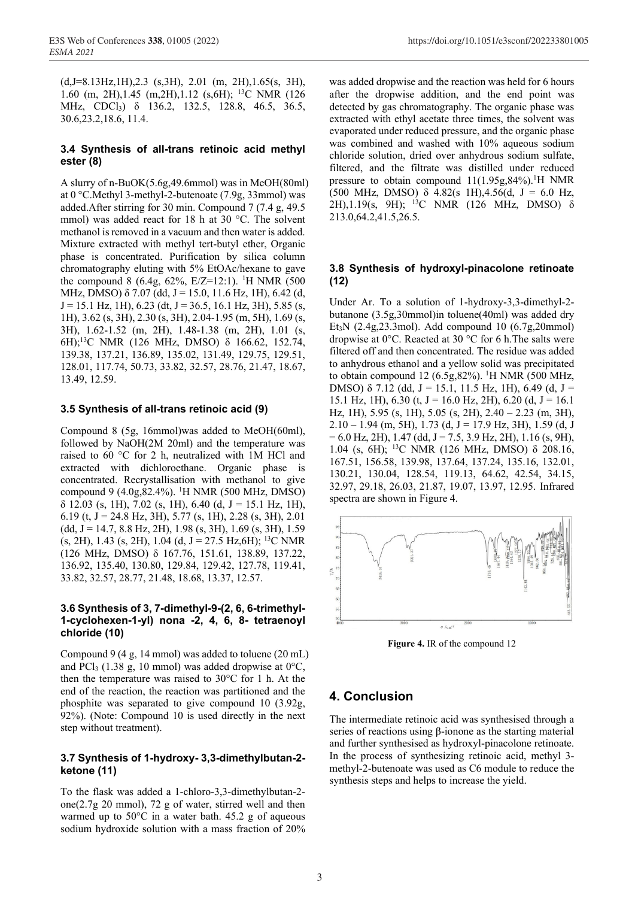(d,J=8.13Hz,1H),2.3 (s,3H), 2.01 (m, 2H),1.65(s, 3H), 1.60 (m, 2H),1.45 (m,2H),1.12 (s,6H); [13]C NMR (126 MHz, $CDCl_3$) δ 136.2, 132.5, 128.8, 46.5, 36.5, 30.6,23.2,18.6, 11.4.

### 3.4 Synthesis of all-trans retinoic acid methyl ester (8)

A slurry of n-BuOK(5.6g,49.6mmol) was in MeOH(80ml) at 0 °C.Methyl 3-methyl-2-butenoate (7.9g, 33mmol) was added.After stirring for 30 min. Compound 7 (7.4 g, 49.5 mmol) was added react for 18 h at 30 °C. The solvent methanol is removed in a vacuum and then water is added. Mixture extracted with methyl tert-butyl ether, Organic phase is concentrated. Purification by silica column chromatography eluting with 5% EtOAc/hexane to gave the compound 8 (6.4g, 62%, E/Z=12:1). [1]H NMR (500 MHz, DMSO) δ 7.07 (dd, J = 15.0, 11.6 Hz, 1H), 6.42 (d, J = 15.1 Hz, 1H), 6.23 (dt, J = 36.5, 16.1 Hz, 3H), 5.85 (s, 1H), 3.62 (s, 3H), 2.30 (s, 3H), 2.04-1.95 (m, 5H), 1.69 (s, 3H), 1.62-1.52 (m, 2H), 1.48-1.38 (m, 2H), 1.01 (s, 6H);[13]C NMR (126 MHz, DMSO) δ 166.62, 152.74, 139.38, 137.21, 136.89, 135.02, 131.49, 129.75, 129.51, 128.01, 117.74, 50.73, 33.82, 32.57, 28.76, 21.47, 18.67, 13.49, 12.59.

### 3.5 Synthesis of all-trans retinoic acid (9)

Compound 8 (5g, 16mmol)was added to MeOH(60ml), followed by NaOH(2M 20ml) and the temperature was raised to 60 °C for 2 h, neutralized with 1M HCl and extracted with dichloroethane. Organic phase is concentrated. Recrystallisation with methanol to give compound 9 (4.0g,82.4%). [1]H NMR (500 MHz, DMSO) δ 12.03 (s, 1H), 7.02 (s, 1H), 6.40 (d, J = 15.1 Hz, 1H), 6.19 (t, J = 24.8 Hz, 3H), 5.77 (s, 1H), 2.28 (s, 3H), 2.01 (dd, J = 14.7, 8.8 Hz, 2H), 1.98 (s, 3H), 1.69 (s, 3H), 1.59 (s, 2H), 1.43 (s, 2H), 1.04 (d, J = 27.5 Hz,6H); [13]C NMR (126 MHz, DMSO) δ 167.76, 151.61, 138.89, 137.22, 136.92, 135.40, 130.80, 129.84, 129.42, 127.78, 119.41, 33.82, 32.57, 28.77, 21.48, 18.68, 13.37, 12.57.

### 3.6 Synthesis of 3, 7-dimethyl-9-(2, 6, 6-trimethyl-1-cyclohexen-1-yl) nona -2, 4, 6, 8- tetraenoyl chloride (10)

Compound 9 (4 g, 14 mmol) was added to toluene (20 mL) and $PCl_3$ (1.38 g, 10 mmol) was added dropwise at 0°C, then the temperature was raised to 30°C for 1 h. At the end of the reaction, the reaction was partitioned and the phosphite was separated to give compound 10 (3.92g, 92%). (Note: Compound 10 is used directly in the next step without treatment).

### 3.7 Synthesis of 1-hydroxy- 3,3-dimethylbutan-2-ketone (11)

To the flask was added a 1-chloro-3,3-dimethylbutan-2-one(2.7g 20 mmol), 72 g of water, stirred well and then warmed up to 50°C in a water bath. 45.2 g of aqueous sodium hydroxide solution with a mass fraction of 20% was added dropwise and the reaction was held for 6 hours after the dropwise addition, and the end point was detected by gas chromatography. The organic phase was extracted with ethyl acetate three times, the solvent was evaporated under reduced pressure, and the organic phase was combined and washed with 10% aqueous sodium chloride solution, dried over anhydrous sodium sulfate, filtered, and the filtrate was distilled under reduced pressure to obtain compound 11(1.95g,84%).[1]H NMR (500 MHz, DMSO) δ 4.82(s 1H),4.56(d, J = 6.0 Hz, 2H),1.19(s, 9H); [13]C NMR (126 MHz, DMSO) δ 213.0,64.2,41.5,26.5.

### 3.8 Synthesis of hydroxyl-pinacolone retinoate (12)

Under Ar. To a solution of 1-hydroxy-3,3-dimethyl-2-butanone (3.5g,30mmol)in toluene(40ml) was added dry $Et_3N$ (2.4g,23.3mol). Add compound 10 (6.7g,20mmol) dropwise at 0°C. Reacted at 30 °C for 6 h.The salts were filtered off and then concentrated. The residue was added to anhydrous ethanol and a yellow solid was precipitated to obtain compound 12 (6.5g,82%). [1]H NMR (500 MHz, DMSO) δ 7.12 (dd, J = 15.1, 11.5 Hz, 1H), 6.49 (d, J = 15.1 Hz, 1H), 6.30 (t, J = 16.0 Hz, 2H), 6.20 (d, J = 16.1 Hz, 1H), 5.95 (s, 1H), 5.05 (s, 2H), 2.40 – 2.23 (m, 3H), 2.10 – 1.94 (m, 5H), 1.73 (d, J = 17.9 Hz, 3H), 1.59 (d, J = 6.0 Hz, 2H), 1.47 (dd, J = 7.5, 3.9 Hz, 2H), 1.16 (s, 9H), 1.04 (s, 6H); [13]C NMR (126 MHz, DMSO) δ 208.16, 167.51, 156.58, 139.98, 137.64, 137.24, 135.16, 132.01, 130.21, 130.04, 128.54, 119.13, 64.62, 42.54, 34.15, 32.97, 29.18, 26.03, 21.87, 19.07, 13.97, 12.95. Infrared spectra are shown in Figure 4.

**Figure 4.** IR of the compound 12

## 4. Conclusion

The intermediate retinoic acid was synthesised through a series of reactions using β-ionone as the starting material and further synthesised as hydroxyl-pinacolone retinoate. In the process of synthesizing retinoic acid, methyl 3-methyl-2-butenoate was used as C6 module to reduce the synthesis steps and helps to increase the yield.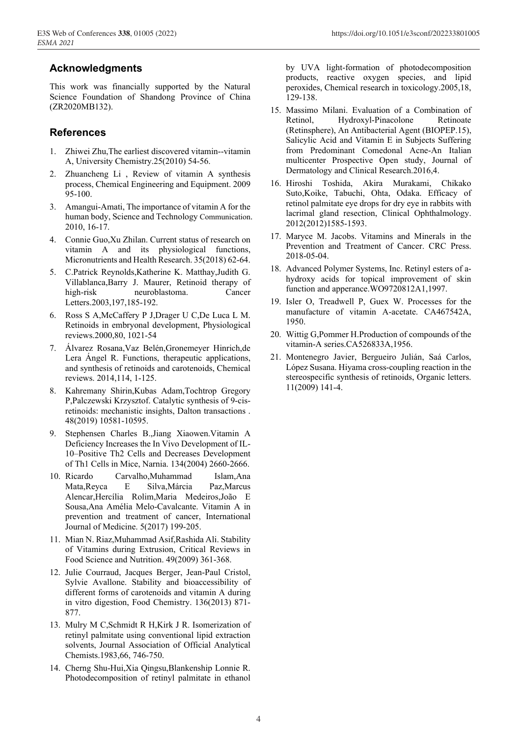## Acknowledgments

This work was financially supported by the Natural Science Foundation of Shandong Province of China (ZR2020MB132).

## References

1. Zhiwei Zhu,The earliest discovered vitamin--vitamin A, University Chemistry.25(2010) 54-56.
2. Zhuancheng Li , Review of vitamin A synthesis process, Chemical Engineering and Equipment. 2009 95-100.
3. Amangui-Amati, The importance of vitamin A for the human body, Science and Technology Communication. 2010, 16-17.
4. Connie Guo,Xu Zhilan. Current status of research on vitamin A and its physiological functions, Micronutrients and Health Research. 35(2018) 62-64.
5. C.Patrick Reynolds,Katherine K. Matthay,Judith G. Villablanca,Barry J. Maurer, Retinoid therapy of high-risk neuroblastoma. Cancer Letters.2003,197,185-192.
6. Ross S A,McCaffery P J,Drager U C,De Luca L M. Retinoids in embryonal development, Physiological reviews.2000,80, 1021-54
7. Álvarez Rosana,Vaz Belén,Gronemeyer Hinrich,de Lera Ángel R. Functions, therapeutic applications, and synthesis of retinoids and carotenoids, Chemical reviews. 2014,114, 1-125.
8. Kahremany Shirin,Kubas Adam,Tochtrop Gregory P,Palczewski Krzysztof. Catalytic synthesis of 9-cis-retinoids: mechanistic insights, Dalton transactions . 48(2019) 10581-10595.
9. Stephensen Charles B.,Jiang Xiaowen.Vitamin A Deficiency Increases the In Vivo Development of IL-10–Positive Th2 Cells and Decreases Development of Th1 Cells in Mice, Narnia. 134(2004) 2660-2666.
10. Ricardo Carvalho,Muhammad Islam,Ana Mata,Reyca E Silva,Márcia Paz,Marcus Alencar,Hercília Rolim,Maria Medeiros,João E Sousa,Ana Amélia Melo-Cavalcante. Vitamin A in prevention and treatment of cancer, International Journal of Medicine. 5(2017) 199-205.
11. Mian N. Riaz,Muhammad Asif,Rashida Ali. Stability of Vitamins during Extrusion, Critical Reviews in Food Science and Nutrition. 49(2009) 361-368.
12. Julie Courraud, Jacques Berger, Jean-Paul Cristol, Sylvie Avallone. Stability and bioaccessibility of different forms of carotenoids and vitamin A during in vitro digestion, Food Chemistry. 136(2013) 871-877.
13. Mulry M C,Schmidt R H,Kirk J R. Isomerization of retinyl palmitate using conventional lipid extraction solvents, Journal Association of Official Analytical Chemists.1983,66, 746-750.
14. Cherng Shu-Hui,Xia Qingsu,Blankenship Lonnie R. Photodecomposition of retinyl palmitate in ethanol by UVA light-formation of photodecomposition products, reactive oxygen species, and lipid peroxides, Chemical research in toxicology.2005,18, 129-138.
15. Massimo Milani. Evaluation of a Combination of Retinol, Hydroxyl-Pinacolone Retinoate (Retinsphere), An Antibacterial Agent (BIOPEP.15), Salicylic Acid and Vitamin E in Subjects Suffering from Predominant Comedonal Acne-An Italian multicenter Prospective Open study, Journal of Dermatology and Clinical Research.2016,4.
16. Hiroshi Toshida, Akira Murakami, Chikako Suto,Koike, Tabuchi, Ohta, Odaka. Efficacy of retinol palmitate eye drops for dry eye in rabbits with lacrimal gland resection, Clinical Ophthalmology. 2012(2012)1585-1593.
17. Maryce M. Jacobs. Vitamins and Minerals in the Prevention and Treatment of Cancer. CRC Press. 2018-05-04.
18. Advanced Polymer Systems, Inc. Retinyl esters of a-hydroxy acids for topical improvement of skin function and apperance.WO9720812A1,1997.
19. Isler O, Treadwell P, Guex W. Processes for the manufacture of vitamin A-acetate. CA467542A, 1950.
20. Wittig G,Pommer H.Production of compounds of the vitamin-A series.CA526833A,1956.
21. Montenegro Javier, Bergueiro Julián, Saá Carlos, López Susana. Hiyama cross-coupling reaction in the stereospecific synthesis of retinoids, Organic letters. 11(2009) 141-4.